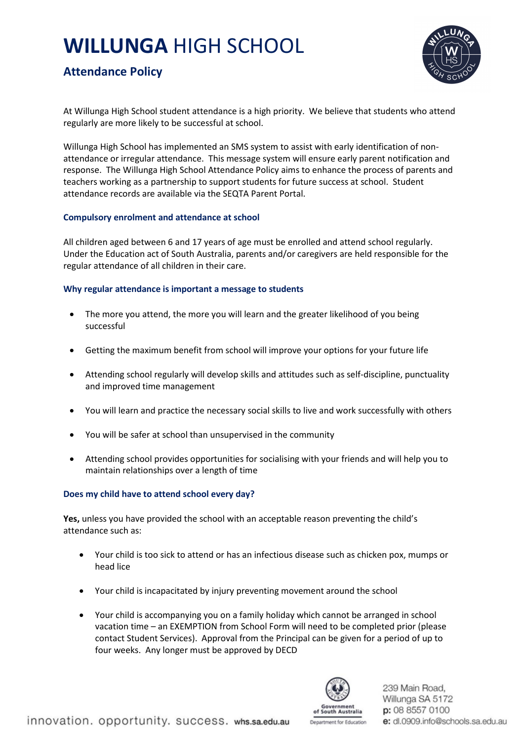# WILLUNGA HIGH SCHOOL

## Attendance Policy

At Willunga High School student attendance is a high priority. We believe that students who attend regularly are more likely to be successful at school.

Willunga High School has implemented an SMS system to assist with early identification of non-attendance or irregular attendance. This message system will ensure early parent notification and response. The Willunga High School Attendance Policy aims to enhance the process of parents and teachers working as a partnership to support students for future success at school. Student attendance records are available via the SEQTA Parent Portal.

### Compulsory enrolment and attendance at school

All children aged between 6 and 17 years of age must be enrolled and attend school regularly. Under the Education act of South Australia, parents and/or caregivers are held responsible for the regular attendance of all children in their care.

### Why regular attendance is important a message to students

- The more you attend, the more you will learn and the greater likelihood of you being successful
- Getting the maximum benefit from school will improve your options for your future life
- Attending school regularly will develop skills and attitudes such as self-discipline, punctuality and improved time management
- You will learn and practice the necessary social skills to live and work successfully with others
- You will be safer at school than unsupervised in the community
- Attending school provides opportunities for socialising with your friends and will help you to maintain relationships over a length of time

### Does my child have to attend school every day?

**Yes,** unless you have provided the school with an acceptable reason preventing the child's attendance such as:

- Your child is too sick to attend or has an infectious disease such as chicken pox, mumps or head lice
- Your child is incapacitated by injury preventing movement around the school
- Your child is accompanying you on a family holiday which cannot be arranged in school vacation time – an EXEMPTION from School Form will need to be completed prior (please contact Student Services). Approval from the Principal can be given for a period of up to four weeks. Any longer must be approved by DECD

innovation. opportunity. success. whs.sa.edu.au

239 Main Road,
Willunga SA 5172
p: 08 8557 0100
e: dl.0909.info@schools.sa.edu.au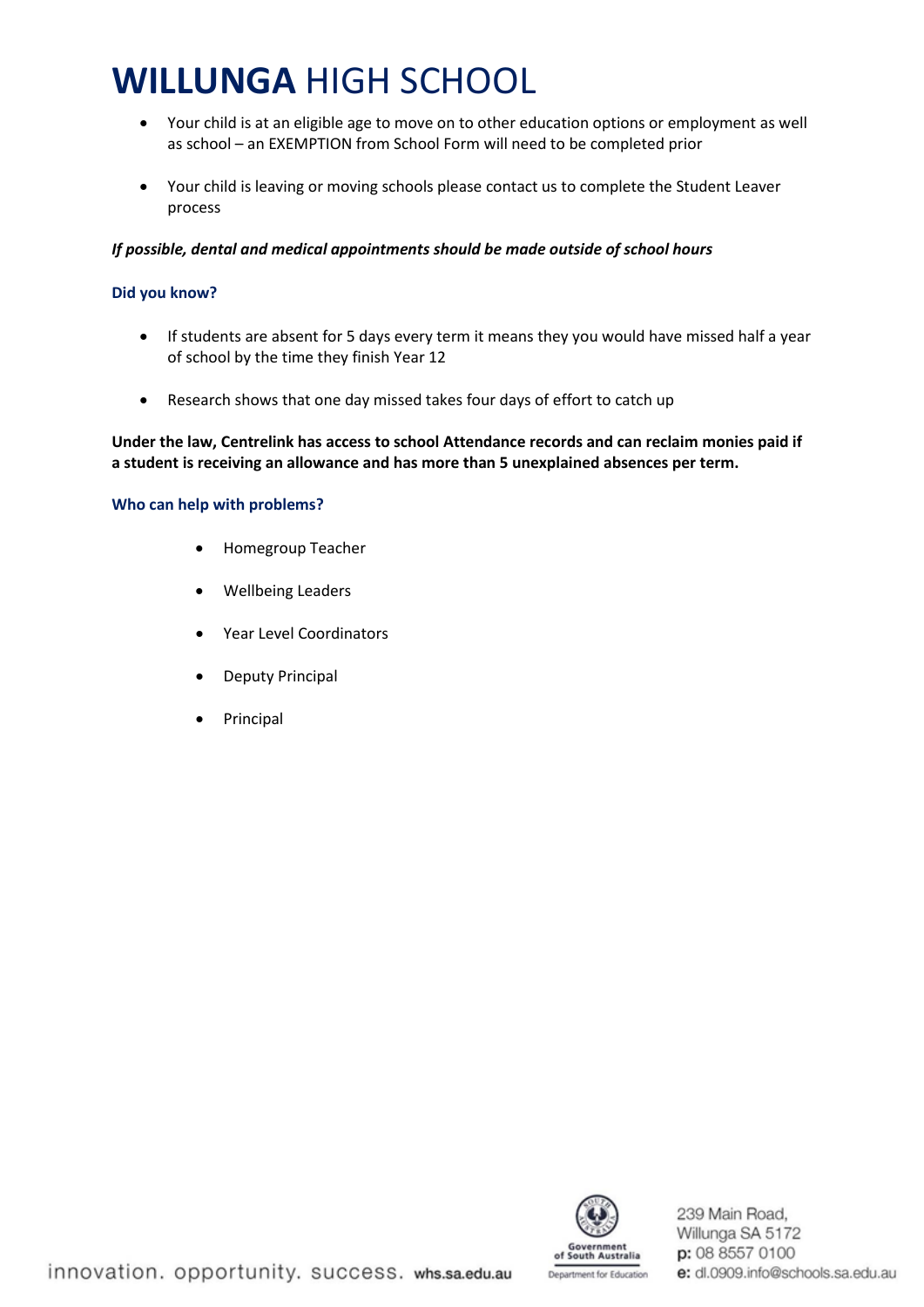- Your child is at an eligible age to move on to other education options or employment as well as school – an EXEMPTION from School Form will need to be completed prior

- Your child is leaving or moving schools please contact us to complete the Student Leaver process

***If possible, dental and medical appointments should be made outside of school hours***

### Did you know?

- If students are absent for 5 days every term it means they you would have missed half a year of school by the time they finish Year 12

- Research shows that one day missed takes four days of effort to catch up

**Under the law, Centrelink has access to school Attendance records and can reclaim monies paid if a student is receiving an allowance and has more than 5 unexplained absences per term.**

### Who can help with problems?

- Homegroup Teacher
- Wellbeing Leaders
- Year Level Coordinators
- Deputy Principal
- Principal